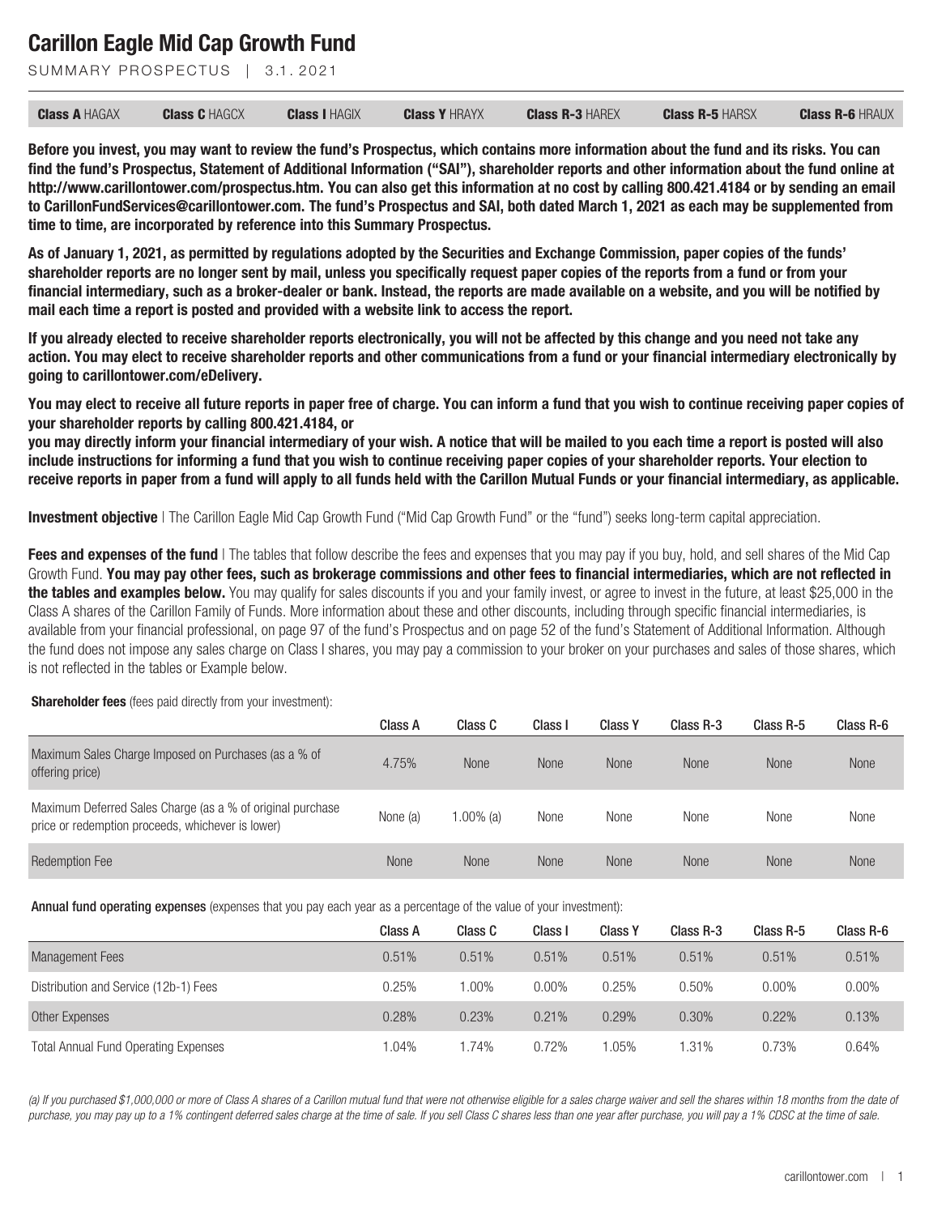# Carillon Eagle Mid Cap Growth Fund

SUMMARY PROSPECTUS | 3.1.2021

| **Class A** HAGAX | **Class C** HAGCX | **Class I** HAGIX | **Class Y** HRAYX | **Class R-3** HAREX | **Class R-5** HARSX | **Class R-6** HRAUX |
|---|---|---|---|---|---|---|

**Before you invest, you may want to review the fund's Prospectus, which contains more information about the fund and its risks. You can find the fund's Prospectus, Statement of Additional Information ("SAI"), shareholder reports and other information about the fund online at http://www.carillontower.com/prospectus.htm. You can also get this information at no cost by calling 800.421.4184 or by sending an email to CarillonFundServices@carillontower.com. The fund's Prospectus and SAI, both dated March 1, 2021 as each may be supplemented from time to time, are incorporated by reference into this Summary Prospectus.**

**As of January 1, 2021, as permitted by regulations adopted by the Securities and Exchange Commission, paper copies of the funds' shareholder reports are no longer sent by mail, unless you specifically request paper copies of the reports from a fund or from your financial intermediary, such as a broker-dealer or bank. Instead, the reports are made available on a website, and you will be notified by mail each time a report is posted and provided with a website link to access the report.**

**If you already elected to receive shareholder reports electronically, you will not be affected by this change and you need not take any action. You may elect to receive shareholder reports and other communications from a fund or your financial intermediary electronically by going to carillontower.com/eDelivery.**

**You may elect to receive all future reports in paper free of charge. You can inform a fund that you wish to continue receiving paper copies of your shareholder reports by calling 800.421.4184, or you may directly inform your financial intermediary of your wish. A notice that will be mailed to you each time a report is posted will also include instructions for informing a fund that you wish to continue receiving paper copies of your shareholder reports. Your election to receive reports in paper from a fund will apply to all funds held with the Carillon Mutual Funds or your financial intermediary, as applicable.**

**Investment objective** | The Carillon Eagle Mid Cap Growth Fund ("Mid Cap Growth Fund" or the "fund") seeks long-term capital appreciation.

**Fees and expenses of the fund** | The tables that follow describe the fees and expenses that you may pay if you buy, hold, and sell shares of the Mid Cap Growth Fund. **You may pay other fees, such as brokerage commissions and other fees to financial intermediaries, which are not reflected in the tables and examples below.** You may qualify for sales discounts if you and your family invest, or agree to invest in the future, at least $25,000 in the Class A shares of the Carillon Family of Funds. More information about these and other discounts, including through specific financial intermediaries, is available from your financial professional, on page 97 of the fund's Prospectus and on page 52 of the fund's Statement of Additional Information. Although the fund does not impose any sales charge on Class I shares, you may pay a commission to your broker on your purchases and sales of those shares, which is not reflected in the tables or Example below.

**Shareholder fees** (fees paid directly from your investment):

| | Class A | Class C | Class I | Class Y | Class R-3 | Class R-5 | Class R-6 |
|---|---|---|---|---|---|---|---|
| Maximum Sales Charge Imposed on Purchases (as a % of offering price) | 4.75% | None | None | None | None | None | None |
| Maximum Deferred Sales Charge (as a % of original purchase price or redemption proceeds, whichever is lower) | None (a) | 1.00% (a) | None | None | None | None | None |
| Redemption Fee | None | None | None | None | None | None | None |

**Annual fund operating expenses** (expenses that you pay each year as a percentage of the value of your investment):

| | Class A | Class C | Class I | Class Y | Class R-3 | Class R-5 | Class R-6 |
|---|---|---|---|---|---|---|---|
| Management Fees | 0.51% | 0.51% | 0.51% | 0.51% | 0.51% | 0.51% | 0.51% |
| Distribution and Service (12b-1) Fees | 0.25% | 1.00% | 0.00% | 0.25% | 0.50% | 0.00% | 0.00% |
| Other Expenses | 0.28% | 0.23% | 0.21% | 0.29% | 0.30% | 0.22% | 0.13% |
| Total Annual Fund Operating Expenses | 1.04% | 1.74% | 0.72% | 1.05% | 1.31% | 0.73% | 0.64% |

*(a) If you purchased $1,000,000 or more of Class A shares of a Carillon mutual fund that were not otherwise eligible for a sales charge waiver and sell the shares within 18 months from the date of purchase, you may pay up to a 1% contingent deferred sales charge at the time of sale. If you sell Class C shares less than one year after purchase, you will pay a 1% CDSC at the time of sale.*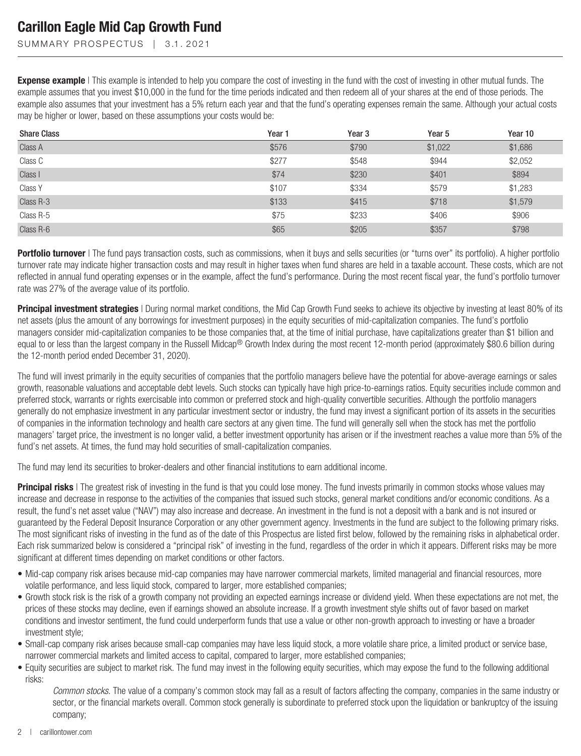**Expense example** | This example is intended to help you compare the cost of investing in the fund with the cost of investing in other mutual funds. The example assumes that you invest $10,000 in the fund for the time periods indicated and then redeem all of your shares at the end of those periods. The example also assumes that your investment has a 5% return each year and that the fund's operating expenses remain the same. Although your actual costs may be higher or lower, based on these assumptions your costs would be:

| Share Class | Year 1 | Year 3 | Year 5 | Year 10 |
|---|---|---|---|---|
| Class A | $576 | $790 | $1,022 | $1,686 |
| Class C | $277 | $548 | $944 | $2,052 |
| Class I | $74 | $230 | $401 | $894 |
| Class Y | $107 | $334 | $579 | $1,283 |
| Class R-3 | $133 | $415 | $718 | $1,579 |
| Class R-5 | $75 | $233 | $406 | $906 |
| Class R-6 | $65 | $205 | $357 | $798 |

**Portfolio turnover** | The fund pays transaction costs, such as commissions, when it buys and sells securities (or "turns over" its portfolio). A higher portfolio turnover rate may indicate higher transaction costs and may result in higher taxes when fund shares are held in a taxable account. These costs, which are not reflected in annual fund operating expenses or in the example, affect the fund's performance. During the most recent fiscal year, the fund's portfolio turnover rate was 27% of the average value of its portfolio.

**Principal investment strategies** | During normal market conditions, the Mid Cap Growth Fund seeks to achieve its objective by investing at least 80% of its net assets (plus the amount of any borrowings for investment purposes) in the equity securities of mid-capitalization companies. The fund's portfolio managers consider mid-capitalization companies to be those companies that, at the time of initial purchase, have capitalizations greater than $1 billion and equal to or less than the largest company in the Russell Midcap® Growth Index during the most recent 12-month period (approximately $80.6 billion during the 12-month period ended December 31, 2020).

The fund will invest primarily in the equity securities of companies that the portfolio managers believe have the potential for above-average earnings or sales growth, reasonable valuations and acceptable debt levels. Such stocks can typically have high price-to-earnings ratios. Equity securities include common and preferred stock, warrants or rights exercisable into common or preferred stock and high-quality convertible securities. Although the portfolio managers generally do not emphasize investment in any particular investment sector or industry, the fund may invest a significant portion of its assets in the securities of companies in the information technology and health care sectors at any given time. The fund will generally sell when the stock has met the portfolio managers' target price, the investment is no longer valid, a better investment opportunity has arisen or if the investment reaches a value more than 5% of the fund's net assets. At times, the fund may hold securities of small-capitalization companies.

The fund may lend its securities to broker-dealers and other financial institutions to earn additional income.

**Principal risks** | The greatest risk of investing in the fund is that you could lose money. The fund invests primarily in common stocks whose values may increase and decrease in response to the activities of the companies that issued such stocks, general market conditions and/or economic conditions. As a result, the fund's net asset value ("NAV") may also increase and decrease. An investment in the fund is not a deposit with a bank and is not insured or guaranteed by the Federal Deposit Insurance Corporation or any other government agency. Investments in the fund are subject to the following primary risks. The most significant risks of investing in the fund as of the date of this Prospectus are listed first below, followed by the remaining risks in alphabetical order. Each risk summarized below is considered a "principal risk" of investing in the fund, regardless of the order in which it appears. Different risks may be more significant at different times depending on market conditions or other factors.

- Mid-cap company risk arises because mid-cap companies may have narrower commercial markets, limited managerial and financial resources, more volatile performance, and less liquid stock, compared to larger, more established companies;
- Growth stock risk is the risk of a growth company not providing an expected earnings increase or dividend yield. When these expectations are not met, the prices of these stocks may decline, even if earnings showed an absolute increase. If a growth investment style shifts out of favor based on market conditions and investor sentiment, the fund could underperform funds that use a value or other non-growth approach to investing or have a broader investment style;
- Small-cap company risk arises because small-cap companies may have less liquid stock, a more volatile share price, a limited product or service base, narrower commercial markets and limited access to capital, compared to larger, more established companies;
- Equity securities are subject to market risk. The fund may invest in the following equity securities, which may expose the fund to the following additional risks:

    *Common stocks*. The value of a company's common stock may fall as a result of factors affecting the company, companies in the same industry or sector, or the financial markets overall. Common stock generally is subordinate to preferred stock upon the liquidation or bankruptcy of the issuing company;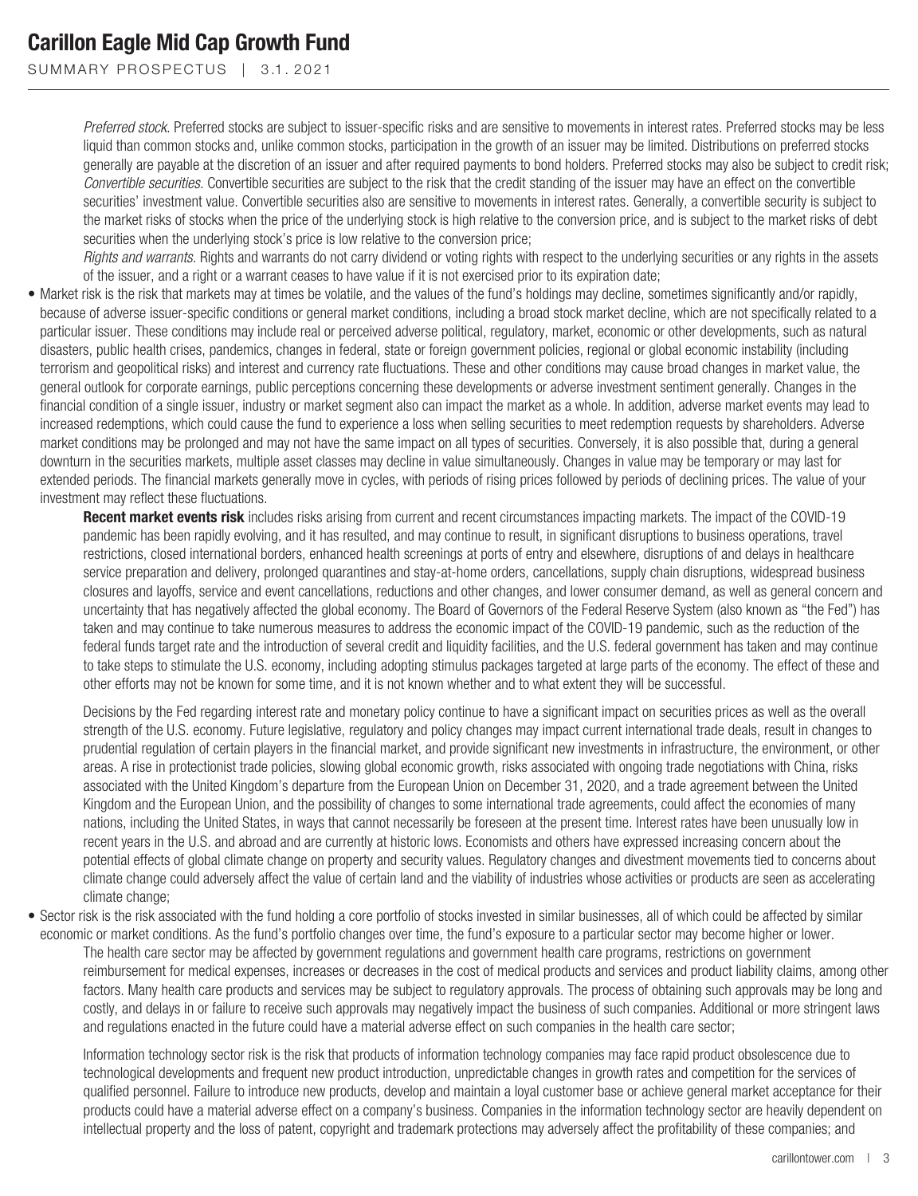*Preferred stock*. Preferred stocks are subject to issuer-specific risks and are sensitive to movements in interest rates. Preferred stocks may be less liquid than common stocks and, unlike common stocks, participation in the growth of an issuer may be limited. Distributions on preferred stocks generally are payable at the discretion of an issuer and after required payments to bond holders. Preferred stocks may also be subject to credit risk; *Convertible securities*. Convertible securities are subject to the risk that the credit standing of the issuer may have an effect on the convertible securities' investment value. Convertible securities also are sensitive to movements in interest rates. Generally, a convertible security is subject to the market risks of stocks when the price of the underlying stock is high relative to the conversion price, and is subject to the market risks of debt securities when the underlying stock's price is low relative to the conversion price;

*Rights and warrants*. Rights and warrants do not carry dividend or voting rights with respect to the underlying securities or any rights in the assets of the issuer, and a right or a warrant ceases to have value if it is not exercised prior to its expiration date;

- Market risk is the risk that markets may at times be volatile, and the values of the fund's holdings may decline, sometimes significantly and/or rapidly, because of adverse issuer-specific conditions or general market conditions, including a broad stock market decline, which are not specifically related to a particular issuer. These conditions may include real or perceived adverse political, regulatory, market, economic or other developments, such as natural disasters, public health crises, pandemics, changes in federal, state or foreign government policies, regional or global economic instability (including terrorism and geopolitical risks) and interest and currency rate fluctuations. These and other conditions may cause broad changes in market value, the general outlook for corporate earnings, public perceptions concerning these developments or adverse investment sentiment generally. Changes in the financial condition of a single issuer, industry or market segment also can impact the market as a whole. In addition, adverse market events may lead to increased redemptions, which could cause the fund to experience a loss when selling securities to meet redemption requests by shareholders. Adverse market conditions may be prolonged and may not have the same impact on all types of securities. Conversely, it is also possible that, during a general downturn in the securities markets, multiple asset classes may decline in value simultaneously. Changes in value may be temporary or may last for extended periods. The financial markets generally move in cycles, with periods of rising prices followed by periods of declining prices. The value of your investment may reflect these fluctuations.

  **Recent market events risk** includes risks arising from current and recent circumstances impacting markets. The impact of the COVID-19 pandemic has been rapidly evolving, and it has resulted, and may continue to result, in significant disruptions to business operations, travel restrictions, closed international borders, enhanced health screenings at ports of entry and elsewhere, disruptions of and delays in healthcare service preparation and delivery, prolonged quarantines and stay-at-home orders, cancellations, supply chain disruptions, widespread business closures and layoffs, service and event cancellations, reductions and other changes, and lower consumer demand, as well as general concern and uncertainty that has negatively affected the global economy. The Board of Governors of the Federal Reserve System (also known as "the Fed") has taken and may continue to take numerous measures to address the economic impact of the COVID-19 pandemic, such as the reduction of the federal funds target rate and the introduction of several credit and liquidity facilities, and the U.S. federal government has taken and may continue to take steps to stimulate the U.S. economy, including adopting stimulus packages targeted at large parts of the economy. The effect of these and other efforts may not be known for some time, and it is not known whether and to what extent they will be successful.

  Decisions by the Fed regarding interest rate and monetary policy continue to have a significant impact on securities prices as well as the overall strength of the U.S. economy. Future legislative, regulatory and policy changes may impact current international trade deals, result in changes to prudential regulation of certain players in the financial market, and provide significant new investments in infrastructure, the environment, or other areas. A rise in protectionist trade policies, slowing global economic growth, risks associated with ongoing trade negotiations with China, risks associated with the United Kingdom's departure from the European Union on December 31, 2020, and a trade agreement between the United Kingdom and the European Union, and the possibility of changes to some international trade agreements, could affect the economies of many nations, including the United States, in ways that cannot necessarily be foreseen at the present time. Interest rates have been unusually low in recent years in the U.S. and abroad and are currently at historic lows. Economists and others have expressed increasing concern about the potential effects of global climate change on property and security values. Regulatory changes and divestment movements tied to concerns about climate change could adversely affect the value of certain land and the viability of industries whose activities or products are seen as accelerating climate change;

- Sector risk is the risk associated with the fund holding a core portfolio of stocks invested in similar businesses, all of which could be affected by similar economic or market conditions. As the fund's portfolio changes over time, the fund's exposure to a particular sector may become higher or lower.

  The health care sector may be affected by government regulations and government health care programs, restrictions on government reimbursement for medical expenses, increases or decreases in the cost of medical products and services and product liability claims, among other factors. Many health care products and services may be subject to regulatory approvals. The process of obtaining such approvals may be long and costly, and delays in or failure to receive such approvals may negatively impact the business of such companies. Additional or more stringent laws and regulations enacted in the future could have a material adverse effect on such companies in the health care sector;

  Information technology sector risk is the risk that products of information technology companies may face rapid product obsolescence due to technological developments and frequent new product introduction, unpredictable changes in growth rates and competition for the services of qualified personnel. Failure to introduce new products, develop and maintain a loyal customer base or achieve general market acceptance for their products could have a material adverse effect on a company's business. Companies in the information technology sector are heavily dependent on intellectual property and the loss of patent, copyright and trademark protections may adversely affect the profitability of these companies; and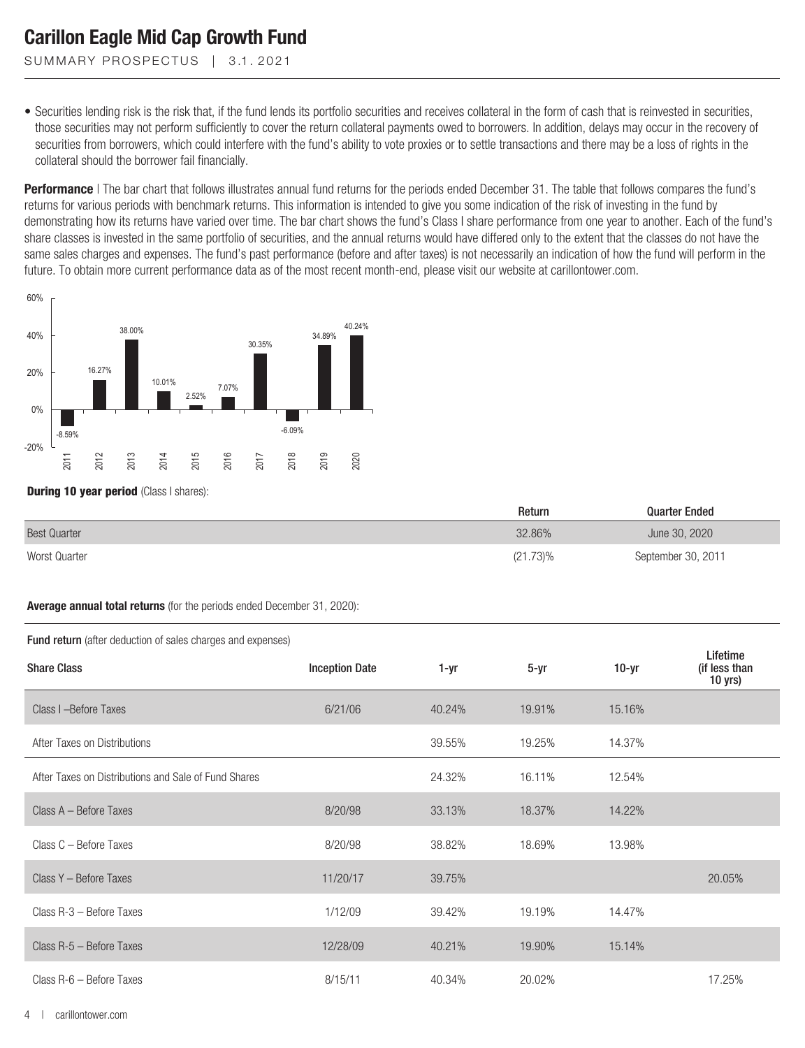• Securities lending risk is the risk that, if the fund lends its portfolio securities and receives collateral in the form of cash that is reinvested in securities, those securities may not perform sufficiently to cover the return collateral payments owed to borrowers. In addition, delays may occur in the recovery of securities from borrowers, which could interfere with the fund's ability to vote proxies or to settle transactions and there may be a loss of rights in the collateral should the borrower fail financially.

**Performance** | The bar chart that follows illustrates annual fund returns for the periods ended December 31. The table that follows compares the fund's returns for various periods with benchmark returns. This information is intended to give you some indication of the risk of investing in the fund by demonstrating how its returns have varied over time. The bar chart shows the fund's Class I share performance from one year to another. Each of the fund's share classes is invested in the same portfolio of securities, and the annual returns would have differed only to the extent that the classes do not have the same sales charges and expenses. The fund's past performance (before and after taxes) is not necessarily an indication of how the fund will perform in the future. To obtain more current performance data as of the most recent month-end, please visit our website at carillontower.com.

| Year | Return |
|---|---|
| 2011 | -8.59% |
| 2012 | 16.27% |
| 2013 | 38.00% |
| 2014 | 10.01% |
| 2015 | 2.52% |
| 2016 | 7.07% |
| 2017 | 30.35% |
| 2018 | -6.09% |
| 2019 | 34.89% |
| 2020 | 40.24% |

**During 10 year period** (Class I shares):

| | Return | Quarter Ended |
|---|---|---|
| Best Quarter | 32.86% | June 30, 2020 |
| Worst Quarter | (21.73)% | September 30, 2011 |

**Average annual total returns** (for the periods ended December 31, 2020):

Fund return (after deduction of sales charges and expenses)

| Share Class | Inception Date | 1-yr | 5-yr | 10-yr | Lifetime (if less than 10 yrs) |
|---|---|---|---|---|---|
| Class I –Before Taxes | 6/21/06 | 40.24% | 19.91% | 15.16% | |
| After Taxes on Distributions | | 39.55% | 19.25% | 14.37% | |
| After Taxes on Distributions and Sale of Fund Shares | | 24.32% | 16.11% | 12.54% | |
| Class A – Before Taxes | 8/20/98 | 33.13% | 18.37% | 14.22% | |
| Class C – Before Taxes | 8/20/98 | 38.82% | 18.69% | 13.98% | |
| Class Y – Before Taxes | 11/20/17 | 39.75% | | | 20.05% |
| Class R-3 – Before Taxes | 1/12/09 | 39.42% | 19.19% | 14.47% | |
| Class R-5 – Before Taxes | 12/28/09 | 40.21% | 19.90% | 15.14% | |
| Class R-6 – Before Taxes | 8/15/11 | 40.34% | 20.02% | | 17.25% |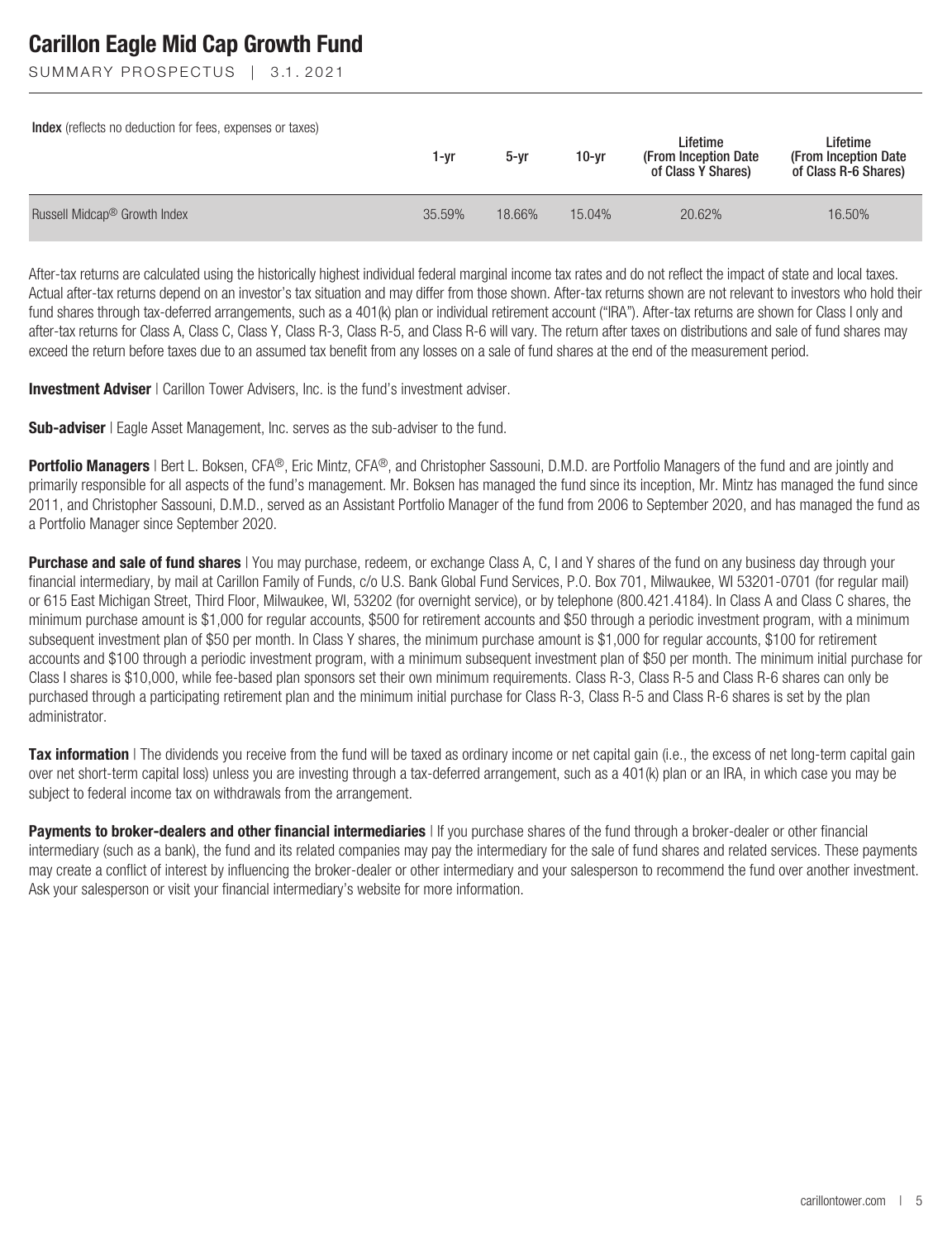| **Index** (reflects no deduction for fees, expenses or taxes) | 1-yr | 5-yr | 10-yr | Lifetime (From Inception Date of Class Y Shares) | Lifetime (From Inception Date of Class R-6 Shares) |
|---|---|---|---|---|---|
| Russell Midcap® Growth Index | 35.59% | 18.66% | 15.04% | 20.62% | 16.50% |

After-tax returns are calculated using the historically highest individual federal marginal income tax rates and do not reflect the impact of state and local taxes. Actual after-tax returns depend on an investor's tax situation and may differ from those shown. After-tax returns shown are not relevant to investors who hold their fund shares through tax-deferred arrangements, such as a 401(k) plan or individual retirement account ("IRA"). After-tax returns are shown for Class I only and after-tax returns for Class A, Class C, Class Y, Class R-3, Class R-5, and Class R-6 will vary. The return after taxes on distributions and sale of fund shares may exceed the return before taxes due to an assumed tax benefit from any losses on a sale of fund shares at the end of the measurement period.

**Investment Adviser** | Carillon Tower Advisers, Inc. is the fund's investment adviser.

**Sub-adviser** | Eagle Asset Management, Inc. serves as the sub-adviser to the fund.

**Portfolio Managers** | Bert L. Boksen, CFA®, Eric Mintz, CFA®, and Christopher Sassouni, D.M.D. are Portfolio Managers of the fund and are jointly and primarily responsible for all aspects of the fund's management. Mr. Boksen has managed the fund since its inception, Mr. Mintz has managed the fund since 2011, and Christopher Sassouni, D.M.D., served as an Assistant Portfolio Manager of the fund from 2006 to September 2020, and has managed the fund as a Portfolio Manager since September 2020.

**Purchase and sale of fund shares** | You may purchase, redeem, or exchange Class A, C, I and Y shares of the fund on any business day through your financial intermediary, by mail at Carillon Family of Funds, c/o U.S. Bank Global Fund Services, P.O. Box 701, Milwaukee, WI 53201-0701 (for regular mail) or 615 East Michigan Street, Third Floor, Milwaukee, WI, 53202 (for overnight service), or by telephone (800.421.4184). In Class A and Class C shares, the minimum purchase amount is $1,000 for regular accounts, $500 for retirement accounts and $50 through a periodic investment program, with a minimum subsequent investment plan of $50 per month. In Class Y shares, the minimum purchase amount is $1,000 for regular accounts, $100 for retirement accounts and $100 through a periodic investment program, with a minimum subsequent investment plan of $50 per month. The minimum initial purchase for Class I shares is $10,000, while fee-based plan sponsors set their own minimum requirements. Class R-3, Class R-5 and Class R-6 shares can only be purchased through a participating retirement plan and the minimum initial purchase for Class R-3, Class R-5 and Class R-6 shares is set by the plan administrator.

**Tax information** | The dividends you receive from the fund will be taxed as ordinary income or net capital gain (i.e., the excess of net long-term capital gain over net short-term capital loss) unless you are investing through a tax-deferred arrangement, such as a 401(k) plan or an IRA, in which case you may be subject to federal income tax on withdrawals from the arrangement.

**Payments to broker-dealers and other financial intermediaries** | If you purchase shares of the fund through a broker-dealer or other financial intermediary (such as a bank), the fund and its related companies may pay the intermediary for the sale of fund shares and related services. These payments may create a conflict of interest by influencing the broker-dealer or other intermediary and your salesperson to recommend the fund over another investment. Ask your salesperson or visit your financial intermediary's website for more information.